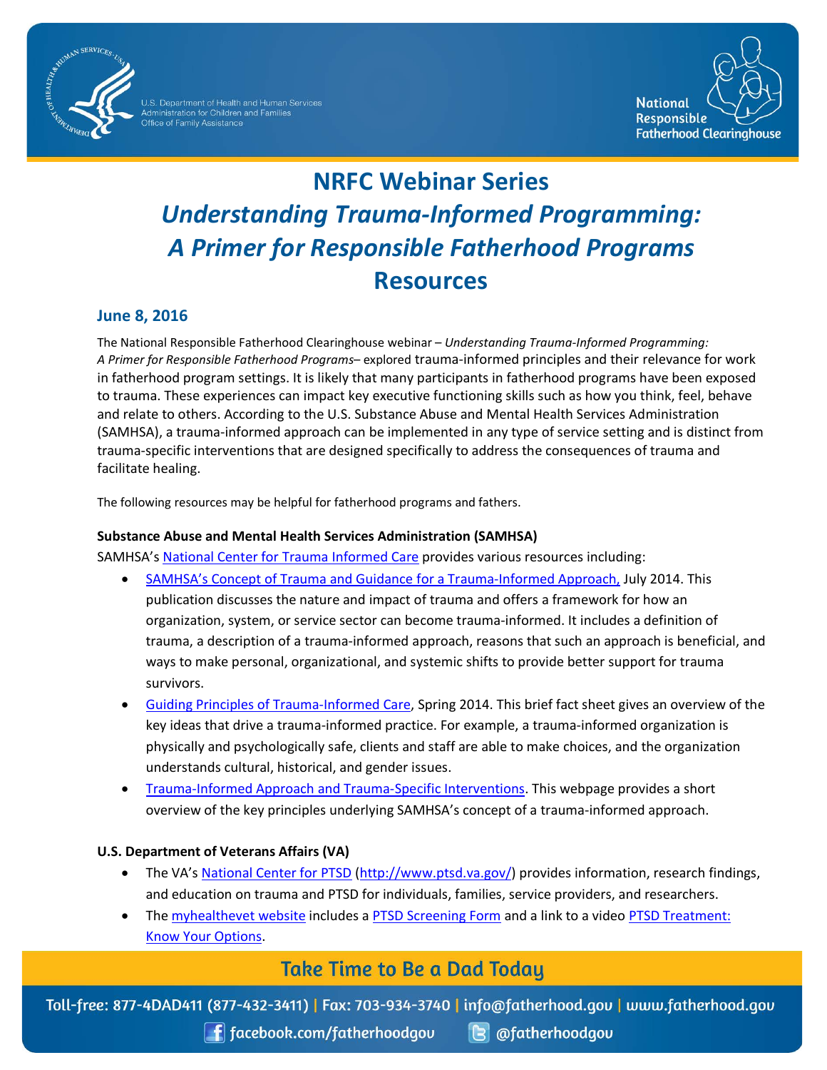# NRFC Webinar Series

## *Understanding Trauma-Informed Programming: A Primer for Responsible Fatherhood Programs*

## Resources

### June 8, 2016

The National Responsible Fatherhood Clearinghouse webinar – *Understanding Trauma-Informed Programming: A Primer for Responsible Fatherhood Programs*– explored trauma-informed principles and their relevance for work in fatherhood program settings. It is likely that many participants in fatherhood programs have been exposed to trauma. These experiences can impact key executive functioning skills such as how you think, feel, behave and relate to others. According to the U.S. Substance Abuse and Mental Health Services Administration (SAMHSA), a trauma-informed approach can be implemented in any type of service setting and is distinct from trauma-specific interventions that are designed specifically to address the consequences of trauma and facilitate healing.

The following resources may be helpful for fatherhood programs and fathers.

**Substance Abuse and Mental Health Services Administration (SAMHSA)**

SAMHSA's National Center for Trauma Informed Care provides various resources including:

- SAMHSA's Concept of Trauma and Guidance for a Trauma-Informed Approach, July 2014. This publication discusses the nature and impact of trauma and offers a framework for how an organization, system, or service sector can become trauma-informed. It includes a definition of trauma, a description of a trauma-informed approach, reasons that such an approach is beneficial, and ways to make personal, organizational, and systemic shifts to provide better support for trauma survivors.
- Guiding Principles of Trauma-Informed Care, Spring 2014. This brief fact sheet gives an overview of the key ideas that drive a trauma-informed practice. For example, a trauma-informed organization is physically and psychologically safe, clients and staff are able to make choices, and the organization understands cultural, historical, and gender issues.
- Trauma-Informed Approach and Trauma-Specific Interventions. This webpage provides a short overview of the key principles underlying SAMHSA's concept of a trauma-informed approach.

**U.S. Department of Veterans Affairs (VA)**

- The VA's National Center for PTSD (http://www.ptsd.va.gov/) provides information, research findings, and education on trauma and PTSD for individuals, families, service providers, and researchers.
- The myhealthevet website includes a PTSD Screening Form and a link to a video PTSD Treatment: Know Your Options.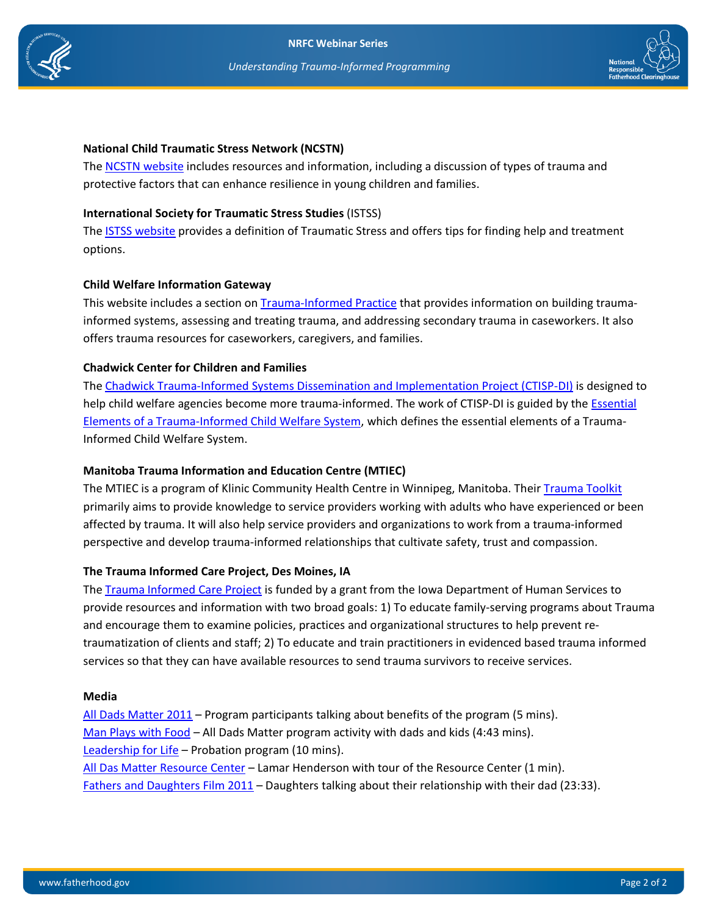**National Child Traumatic Stress Network (NCSTN)**

The NCSTN website includes resources and information, including a discussion of types of trauma and protective factors that can enhance resilience in young children and families.

**International Society for Traumatic Stress Studies** (ISTSS)

The ISTSS website provides a definition of Traumatic Stress and offers tips for finding help and treatment options.

**Child Welfare Information Gateway**

This website includes a section on Trauma-Informed Practice that provides information on building trauma-informed systems, assessing and treating trauma, and addressing secondary trauma in caseworkers. It also offers trauma resources for caseworkers, caregivers, and families.

**Chadwick Center for Children and Families**

The Chadwick Trauma-Informed Systems Dissemination and Implementation Project (CTISP-DI) is designed to help child welfare agencies become more trauma-informed. The work of CTISP-DI is guided by the Essential Elements of a Trauma-Informed Child Welfare System, which defines the essential elements of a Trauma-Informed Child Welfare System.

**Manitoba Trauma Information and Education Centre (MTIEC)**

The MTIEC is a program of Klinic Community Health Centre in Winnipeg, Manitoba. Their Trauma Toolkit primarily aims to provide knowledge to service providers working with adults who have experienced or been affected by trauma. It will also help service providers and organizations to work from a trauma-informed perspective and develop trauma-informed relationships that cultivate safety, trust and compassion.

**The Trauma Informed Care Project, Des Moines, IA**

The Trauma Informed Care Project is funded by a grant from the Iowa Department of Human Services to provide resources and information with two broad goals: 1) To educate family-serving programs about Trauma and encourage them to examine policies, practices and organizational structures to help prevent re-traumatization of clients and staff; 2) To educate and train practitioners in evidenced based trauma informed services so that they can have available resources to send trauma survivors to receive services.

**Media**

All Dads Matter 2011 – Program participants talking about benefits of the program (5 mins).
Man Plays with Food – All Dads Matter program activity with dads and kids (4:43 mins).
Leadership for Life – Probation program (10 mins).
All Das Matter Resource Center – Lamar Henderson with tour of the Resource Center (1 min).
Fathers and Daughters Film 2011 – Daughters talking about their relationship with their dad (23:33).